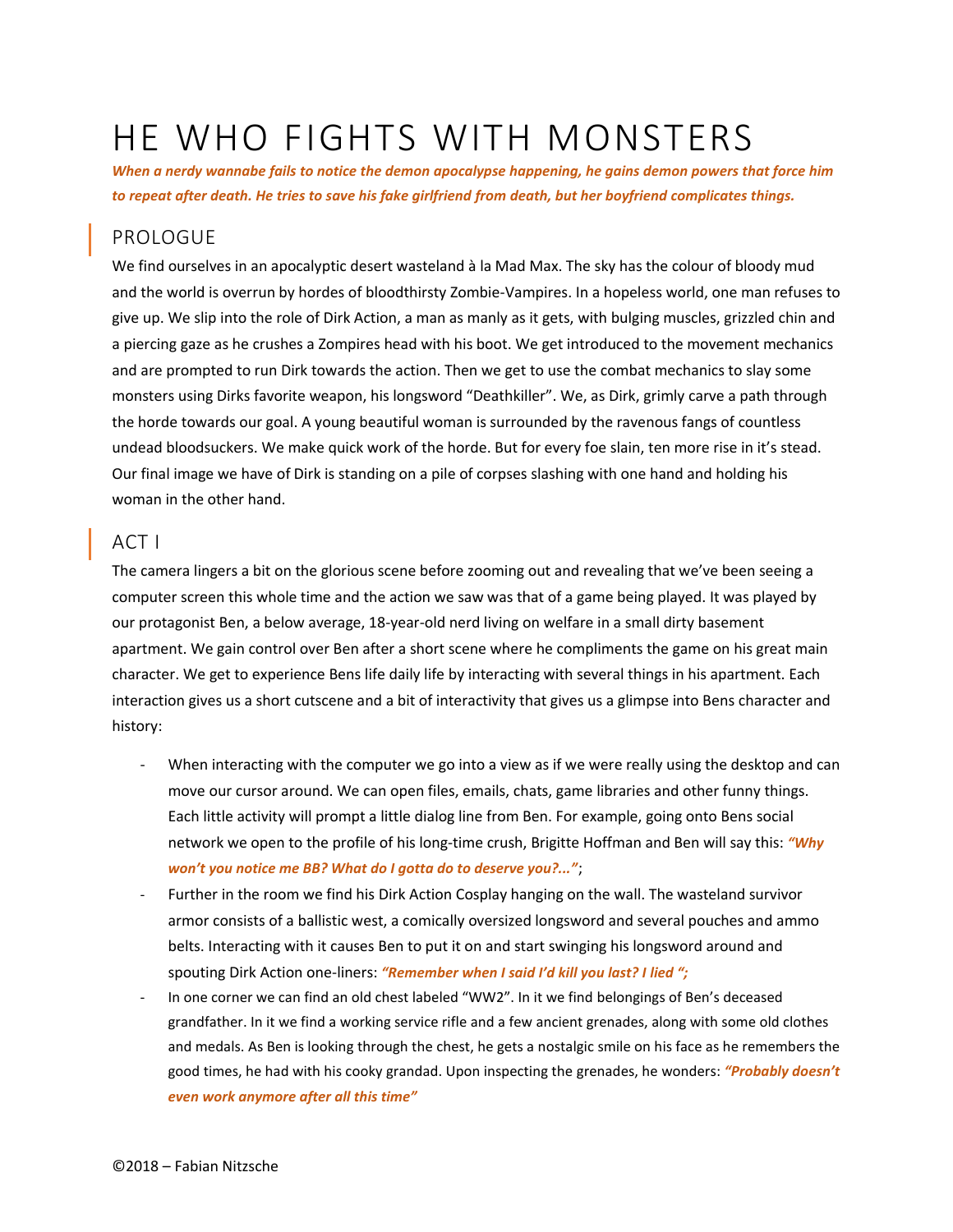# HE WHO FIGHTS WITH MONSTERS

***When a nerdy wannabe fails to notice the demon apocalypse happening, he gains demon powers that force him to repeat after death. He tries to save his fake girlfriend from death, but her boyfriend complicates things.***

## PROLOGUE

We find ourselves in an apocalyptic desert wasteland à la Mad Max. The sky has the colour of bloody mud and the world is overrun by hordes of bloodthirsty Zombie-Vampires. In a hopeless world, one man refuses to give up. We slip into the role of Dirk Action, a man as manly as it gets, with bulging muscles, grizzled chin and a piercing gaze as he crushes a Zompires head with his boot. We get introduced to the movement mechanics and are prompted to run Dirk towards the action. Then we get to use the combat mechanics to slay some monsters using Dirks favorite weapon, his longsword "Deathkiller". We, as Dirk, grimly carve a path through the horde towards our goal. A young beautiful woman is surrounded by the ravenous fangs of countless undead bloodsuckers. We make quick work of the horde. But for every foe slain, ten more rise in it's stead. Our final image we have of Dirk is standing on a pile of corpses slashing with one hand and holding his woman in the other hand.

## ACT I

The camera lingers a bit on the glorious scene before zooming out and revealing that we've been seeing a computer screen this whole time and the action we saw was that of a game being played. It was played by our protagonist Ben, a below average, 18-year-old nerd living on welfare in a small dirty basement apartment. We gain control over Ben after a short scene where he compliments the game on his great main character. We get to experience Bens life daily life by interacting with several things in his apartment. Each interaction gives us a short cutscene and a bit of interactivity that gives us a glimpse into Bens character and history:

- When interacting with the computer we go into a view as if we were really using the desktop and can move our cursor around. We can open files, emails, chats, game libraries and other funny things. Each little activity will prompt a little dialog line from Ben. For example, going onto Bens social network we open to the profile of his long-time crush, Brigitte Hoffman and Ben will say this: ***"Why won't you notice me BB? What do I gotta do to deserve you?..."***;
- Further in the room we find his Dirk Action Cosplay hanging on the wall. The wasteland survivor armor consists of a ballistic west, a comically oversized longsword and several pouches and ammo belts. Interacting with it causes Ben to put it on and start swinging his longsword around and spouting Dirk Action one-liners: ***"Remember when I said I'd kill you last? I lied ";***
- In one corner we can find an old chest labeled "WW2". In it we find belongings of Ben's deceased grandfather. In it we find a working service rifle and a few ancient grenades, along with some old clothes and medals. As Ben is looking through the chest, he gets a nostalgic smile on his face as he remembers the good times, he had with his cooky grandad. Upon inspecting the grenades, he wonders: ***"Probably doesn't even work anymore after all this time"***

©2018 – Fabian Nitzsche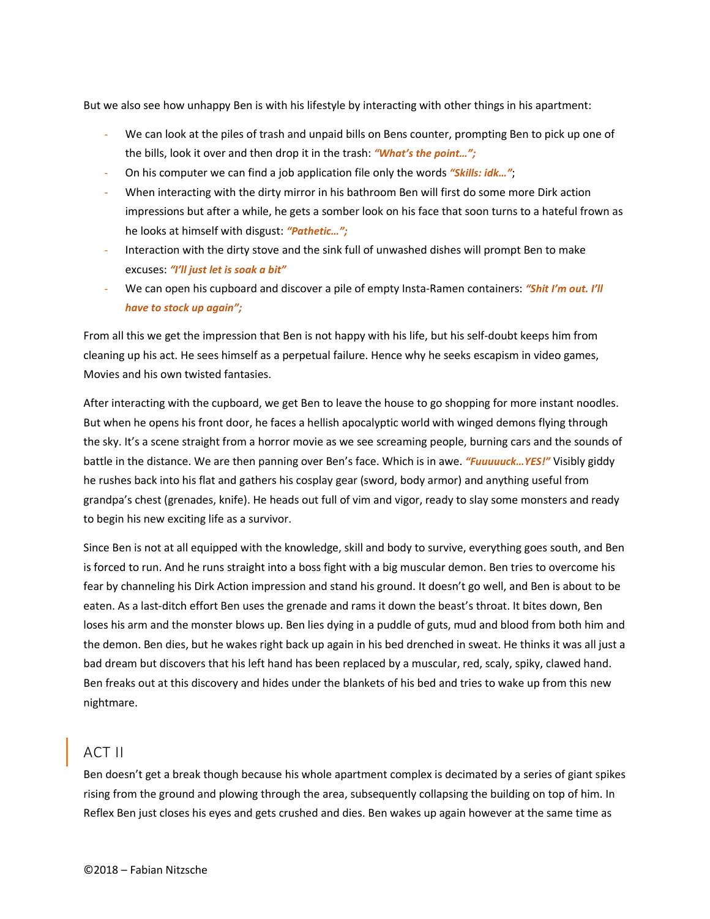But we also see how unhappy Ben is with his lifestyle by interacting with other things in his apartment:

- We can look at the piles of trash and unpaid bills on Bens counter, prompting Ben to pick up one of the bills, look it over and then drop it in the trash: ***"What's the point…";***
- On his computer we can find a job application file only the words ***"Skills: idk…"***;
- When interacting with the dirty mirror in his bathroom Ben will first do some more Dirk action impressions but after a while, he gets a somber look on his face that soon turns to a hateful frown as he looks at himself with disgust: ***"Pathetic…";***
- Interaction with the dirty stove and the sink full of unwashed dishes will prompt Ben to make excuses: ***"I'll just let is soak a bit"***
- We can open his cupboard and discover a pile of empty Insta-Ramen containers: ***"Shit I'm out. I'll have to stock up again";***

From all this we get the impression that Ben is not happy with his life, but his self-doubt keeps him from cleaning up his act. He sees himself as a perpetual failure. Hence why he seeks escapism in video games, Movies and his own twisted fantasies.

After interacting with the cupboard, we get Ben to leave the house to go shopping for more instant noodles. But when he opens his front door, he faces a hellish apocalyptic world with winged demons flying through the sky. It's a scene straight from a horror movie as we see screaming people, burning cars and the sounds of battle in the distance. We are then panning over Ben's face. Which is in awe. ***"Fuuuuuck…YES!"*** Visibly giddy he rushes back into his flat and gathers his cosplay gear (sword, body armor) and anything useful from grandpa's chest (grenades, knife). He heads out full of vim and vigor, ready to slay some monsters and ready to begin his new exciting life as a survivor.

Since Ben is not at all equipped with the knowledge, skill and body to survive, everything goes south, and Ben is forced to run. And he runs straight into a boss fight with a big muscular demon. Ben tries to overcome his fear by channeling his Dirk Action impression and stand his ground. It doesn't go well, and Ben is about to be eaten. As a last-ditch effort Ben uses the grenade and rams it down the beast's throat. It bites down, Ben loses his arm and the monster blows up. Ben lies dying in a puddle of guts, mud and blood from both him and the demon. Ben dies, but he wakes right back up again in his bed drenched in sweat. He thinks it was all just a bad dream but discovers that his left hand has been replaced by a muscular, red, scaly, spiky, clawed hand. Ben freaks out at this discovery and hides under the blankets of his bed and tries to wake up from this new nightmare.

## ACT II

Ben doesn't get a break though because his whole apartment complex is decimated by a series of giant spikes rising from the ground and plowing through the area, subsequently collapsing the building on top of him. In Reflex Ben just closes his eyes and gets crushed and dies. Ben wakes up again however at the same time as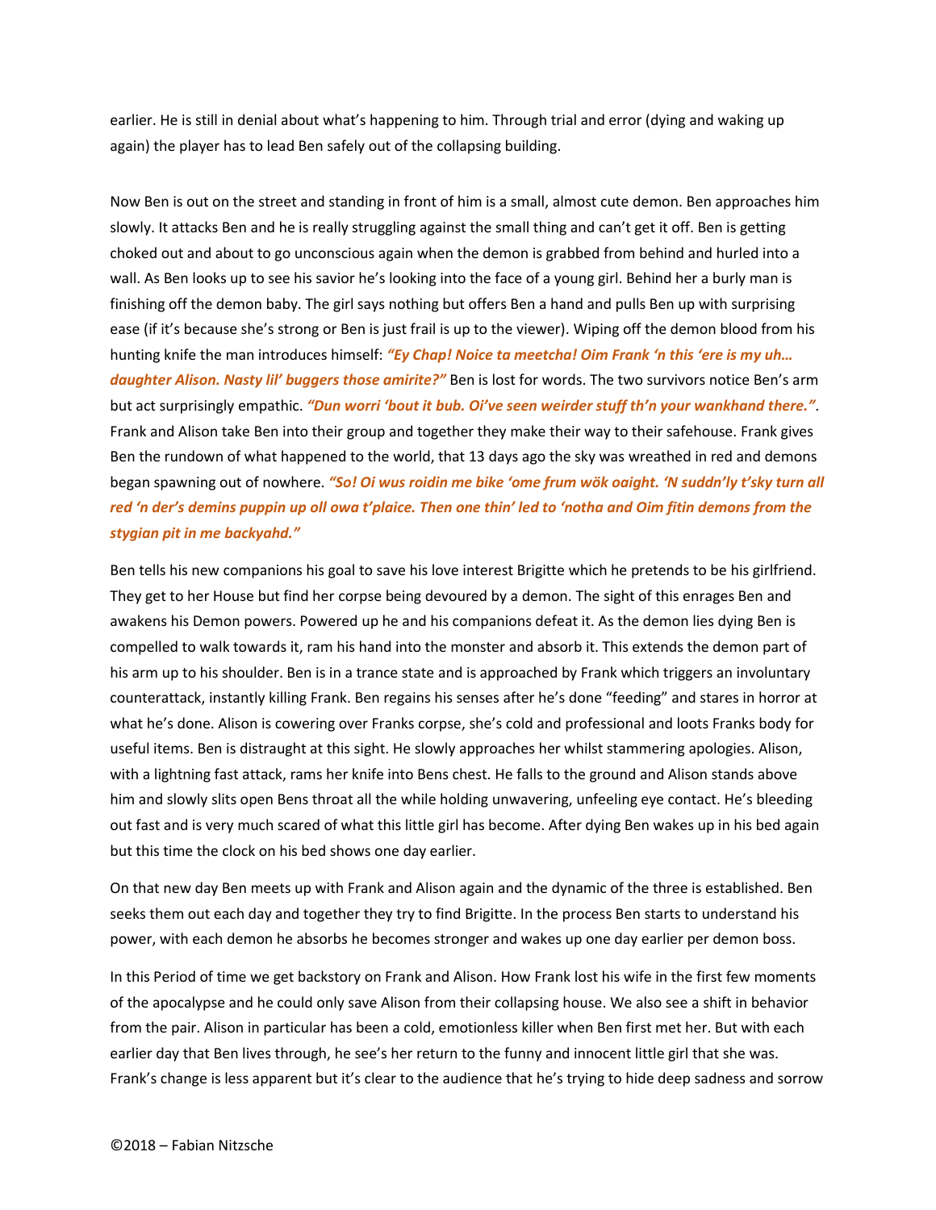earlier. He is still in denial about what's happening to him. Through trial and error (dying and waking up again) the player has to lead Ben safely out of the collapsing building.

Now Ben is out on the street and standing in front of him is a small, almost cute demon. Ben approaches him slowly. It attacks Ben and he is really struggling against the small thing and can't get it off. Ben is getting choked out and about to go unconscious again when the demon is grabbed from behind and hurled into a wall. As Ben looks up to see his savior he's looking into the face of a young girl. Behind her a burly man is finishing off the demon baby. The girl says nothing but offers Ben a hand and pulls Ben up with surprising ease (if it's because she's strong or Ben is just frail is up to the viewer). Wiping off the demon blood from his hunting knife the man introduces himself: ***"Ey Chap! Noice ta meetcha! Oim Frank 'n this 'ere is my uh… daughter Alison. Nasty lil' buggers those amirite?"*** Ben is lost for words. The two survivors notice Ben's arm but act surprisingly empathic. ***"Dun worri 'bout it bub. Oi've seen weirder stuff th'n your wankhand there."***. Frank and Alison take Ben into their group and together they make their way to their safehouse. Frank gives Ben the rundown of what happened to the world, that 13 days ago the sky was wreathed in red and demons began spawning out of nowhere. ***"So! Oi wus roidin me bike 'ome frum wök oaight. 'N suddn'ly t'sky turn all red 'n der's demins puppin up oll owa t'plaice. Then one thin' led to 'notha and Oim fitin demons from the stygian pit in me backyahd."***

Ben tells his new companions his goal to save his love interest Brigitte which he pretends to be his girlfriend. They get to her House but find her corpse being devoured by a demon. The sight of this enrages Ben and awakens his Demon powers. Powered up he and his companions defeat it. As the demon lies dying Ben is compelled to walk towards it, ram his hand into the monster and absorb it. This extends the demon part of his arm up to his shoulder. Ben is in a trance state and is approached by Frank which triggers an involuntary counterattack, instantly killing Frank. Ben regains his senses after he's done "feeding" and stares in horror at what he's done. Alison is cowering over Franks corpse, she's cold and professional and loots Franks body for useful items. Ben is distraught at this sight. He slowly approaches her whilst stammering apologies. Alison, with a lightning fast attack, rams her knife into Bens chest. He falls to the ground and Alison stands above him and slowly slits open Bens throat all the while holding unwavering, unfeeling eye contact. He's bleeding out fast and is very much scared of what this little girl has become. After dying Ben wakes up in his bed again but this time the clock on his bed shows one day earlier.

On that new day Ben meets up with Frank and Alison again and the dynamic of the three is established. Ben seeks them out each day and together they try to find Brigitte. In the process Ben starts to understand his power, with each demon he absorbs he becomes stronger and wakes up one day earlier per demon boss.

In this Period of time we get backstory on Frank and Alison. How Frank lost his wife in the first few moments of the apocalypse and he could only save Alison from their collapsing house. We also see a shift in behavior from the pair. Alison in particular has been a cold, emotionless killer when Ben first met her. But with each earlier day that Ben lives through, he see's her return to the funny and innocent little girl that she was. Frank's change is less apparent but it's clear to the audience that he's trying to hide deep sadness and sorrow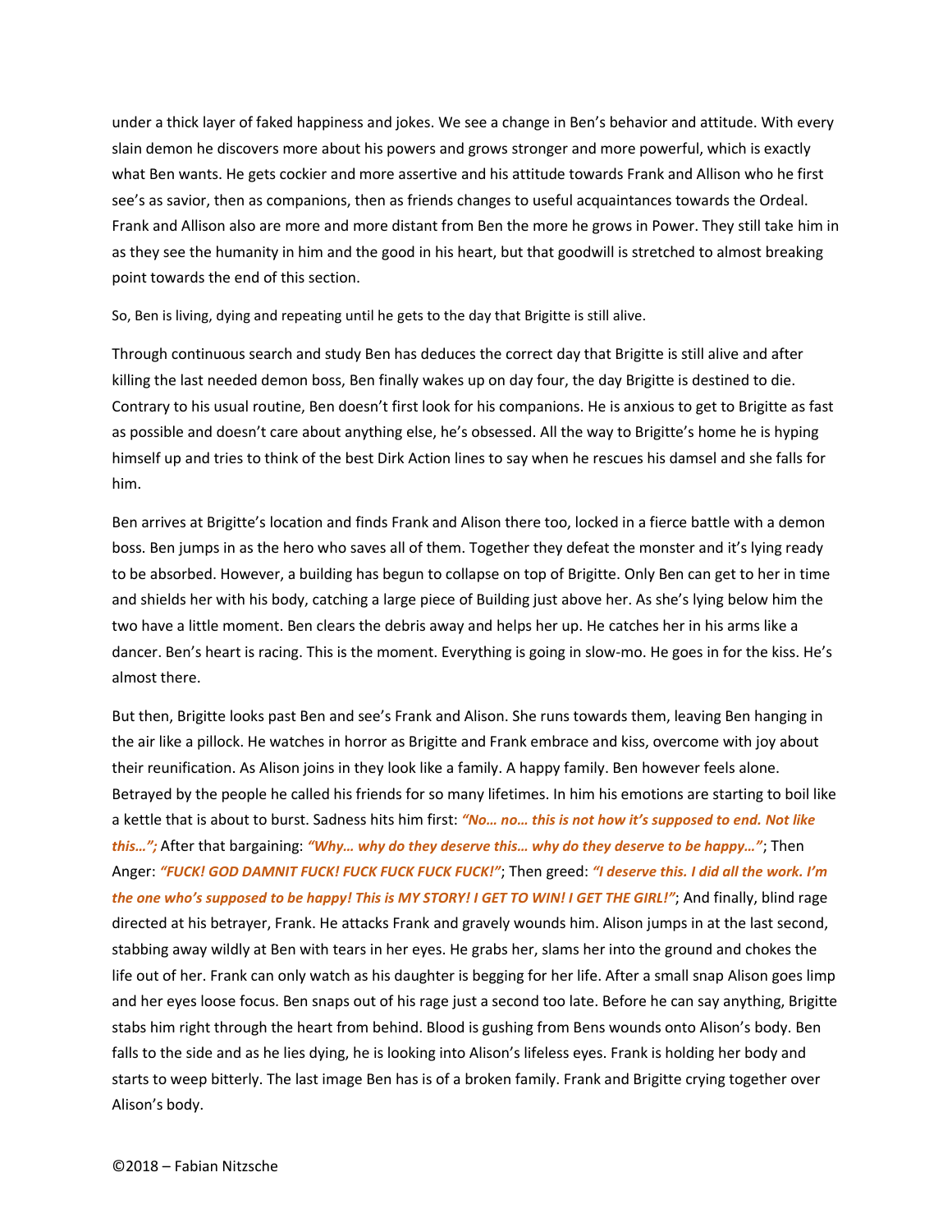under a thick layer of faked happiness and jokes. We see a change in Ben's behavior and attitude. With every slain demon he discovers more about his powers and grows stronger and more powerful, which is exactly what Ben wants. He gets cockier and more assertive and his attitude towards Frank and Allison who he first see's as savior, then as companions, then as friends changes to useful acquaintances towards the Ordeal. Frank and Allison also are more and more distant from Ben the more he grows in Power. They still take him in as they see the humanity in him and the good in his heart, but that goodwill is stretched to almost breaking point towards the end of this section.

So, Ben is living, dying and repeating until he gets to the day that Brigitte is still alive.

Through continuous search and study Ben has deduces the correct day that Brigitte is still alive and after killing the last needed demon boss, Ben finally wakes up on day four, the day Brigitte is destined to die. Contrary to his usual routine, Ben doesn't first look for his companions. He is anxious to get to Brigitte as fast as possible and doesn't care about anything else, he's obsessed. All the way to Brigitte's home he is hyping himself up and tries to think of the best Dirk Action lines to say when he rescues his damsel and she falls for him.

Ben arrives at Brigitte's location and finds Frank and Alison there too, locked in a fierce battle with a demon boss. Ben jumps in as the hero who saves all of them. Together they defeat the monster and it's lying ready to be absorbed. However, a building has begun to collapse on top of Brigitte. Only Ben can get to her in time and shields her with his body, catching a large piece of Building just above her. As she's lying below him the two have a little moment. Ben clears the debris away and helps her up. He catches her in his arms like a dancer. Ben's heart is racing. This is the moment. Everything is going in slow-mo. He goes in for the kiss. He's almost there.

But then, Brigitte looks past Ben and see's Frank and Alison. She runs towards them, leaving Ben hanging in the air like a pillock. He watches in horror as Brigitte and Frank embrace and kiss, overcome with joy about their reunification. As Alison joins in they look like a family. A happy family. Ben however feels alone. Betrayed by the people he called his friends for so many lifetimes. In him his emotions are starting to boil like a kettle that is about to burst. Sadness hits him first: ***"No… no… this is not how it's supposed to end. Not like this…";*** After that bargaining: ***"Why… why do they deserve this… why do they deserve to be happy…"***; Then Anger: ***"FUCK! GOD DAMNIT FUCK! FUCK FUCK FUCK FUCK!"***; Then greed: ***"I deserve this. I did all the work. I'm the one who's supposed to be happy! This is MY STORY! I GET TO WIN! I GET THE GIRL!"***; And finally, blind rage directed at his betrayer, Frank. He attacks Frank and gravely wounds him. Alison jumps in at the last second, stabbing away wildly at Ben with tears in her eyes. He grabs her, slams her into the ground and chokes the life out of her. Frank can only watch as his daughter is begging for her life. After a small snap Alison goes limp and her eyes loose focus. Ben snaps out of his rage just a second too late. Before he can say anything, Brigitte stabs him right through the heart from behind. Blood is gushing from Bens wounds onto Alison's body. Ben falls to the side and as he lies dying, he is looking into Alison's lifeless eyes. Frank is holding her body and starts to weep bitterly. The last image Ben has is of a broken family. Frank and Brigitte crying together over Alison's body.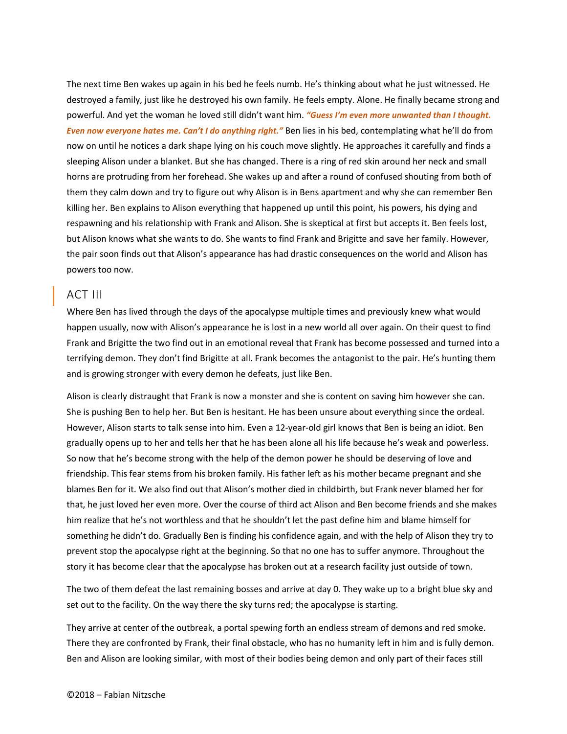The next time Ben wakes up again in his bed he feels numb. He's thinking about what he just witnessed. He destroyed a family, just like he destroyed his own family. He feels empty. Alone. He finally became strong and powerful. And yet the woman he loved still didn't want him. ***"Guess I'm even more unwanted than I thought. Even now everyone hates me. Can't I do anything right."*** Ben lies in his bed, contemplating what he'll do from now on until he notices a dark shape lying on his couch move slightly. He approaches it carefully and finds a sleeping Alison under a blanket. But she has changed. There is a ring of red skin around her neck and small horns are protruding from her forehead. She wakes up and after a round of confused shouting from both of them they calm down and try to figure out why Alison is in Bens apartment and why she can remember Ben killing her. Ben explains to Alison everything that happened up until this point, his powers, his dying and respawning and his relationship with Frank and Alison. She is skeptical at first but accepts it. Ben feels lost, but Alison knows what she wants to do. She wants to find Frank and Brigitte and save her family. However, the pair soon finds out that Alison's appearance has had drastic consequences on the world and Alison has powers too now.

## ACT III

Where Ben has lived through the days of the apocalypse multiple times and previously knew what would happen usually, now with Alison's appearance he is lost in a new world all over again. On their quest to find Frank and Brigitte the two find out in an emotional reveal that Frank has become possessed and turned into a terrifying demon. They don't find Brigitte at all. Frank becomes the antagonist to the pair. He's hunting them and is growing stronger with every demon he defeats, just like Ben.

Alison is clearly distraught that Frank is now a monster and she is content on saving him however she can. She is pushing Ben to help her. But Ben is hesitant. He has been unsure about everything since the ordeal. However, Alison starts to talk sense into him. Even a 12-year-old girl knows that Ben is being an idiot. Ben gradually opens up to her and tells her that he has been alone all his life because he's weak and powerless. So now that he's become strong with the help of the demon power he should be deserving of love and friendship. This fear stems from his broken family. His father left as his mother became pregnant and she blames Ben for it. We also find out that Alison's mother died in childbirth, but Frank never blamed her for that, he just loved her even more. Over the course of third act Alison and Ben become friends and she makes him realize that he's not worthless and that he shouldn't let the past define him and blame himself for something he didn't do. Gradually Ben is finding his confidence again, and with the help of Alison they try to prevent stop the apocalypse right at the beginning. So that no one has to suffer anymore. Throughout the story it has become clear that the apocalypse has broken out at a research facility just outside of town.

The two of them defeat the last remaining bosses and arrive at day 0. They wake up to a bright blue sky and set out to the facility. On the way there the sky turns red; the apocalypse is starting.

They arrive at center of the outbreak, a portal spewing forth an endless stream of demons and red smoke. There they are confronted by Frank, their final obstacle, who has no humanity left in him and is fully demon. Ben and Alison are looking similar, with most of their bodies being demon and only part of their faces still

©2018 – Fabian Nitzsche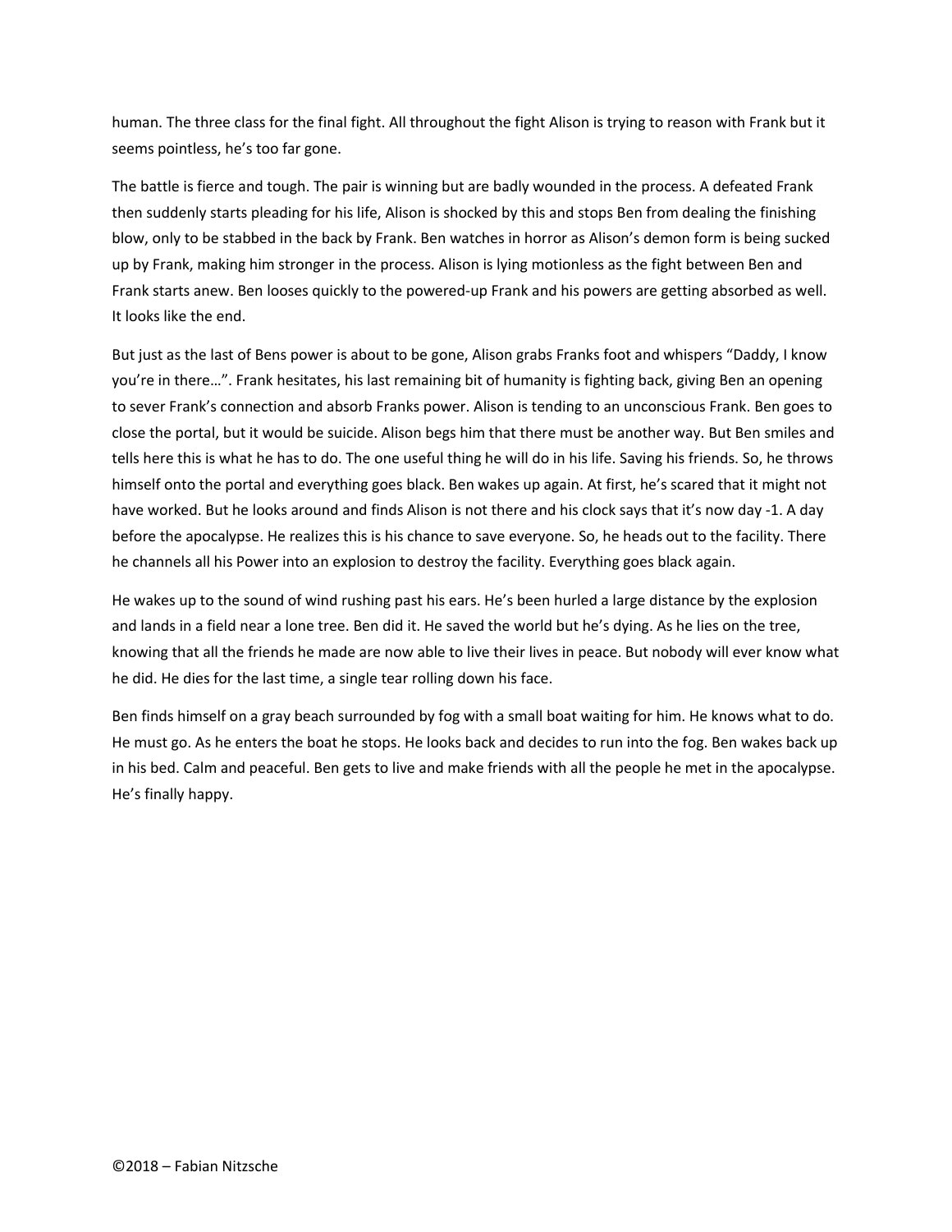human. The three class for the final fight. All throughout the fight Alison is trying to reason with Frank but it seems pointless, he's too far gone.

The battle is fierce and tough. The pair is winning but are badly wounded in the process. A defeated Frank then suddenly starts pleading for his life, Alison is shocked by this and stops Ben from dealing the finishing blow, only to be stabbed in the back by Frank. Ben watches in horror as Alison's demon form is being sucked up by Frank, making him stronger in the process. Alison is lying motionless as the fight between Ben and Frank starts anew. Ben looses quickly to the powered-up Frank and his powers are getting absorbed as well. It looks like the end.

But just as the last of Bens power is about to be gone, Alison grabs Franks foot and whispers "Daddy, I know you're in there…". Frank hesitates, his last remaining bit of humanity is fighting back, giving Ben an opening to sever Frank's connection and absorb Franks power. Alison is tending to an unconscious Frank. Ben goes to close the portal, but it would be suicide. Alison begs him that there must be another way. But Ben smiles and tells here this is what he has to do. The one useful thing he will do in his life. Saving his friends. So, he throws himself onto the portal and everything goes black. Ben wakes up again. At first, he's scared that it might not have worked. But he looks around and finds Alison is not there and his clock says that it's now day -1. A day before the apocalypse. He realizes this is his chance to save everyone. So, he heads out to the facility. There he channels all his Power into an explosion to destroy the facility. Everything goes black again.

He wakes up to the sound of wind rushing past his ears. He's been hurled a large distance by the explosion and lands in a field near a lone tree. Ben did it. He saved the world but he's dying. As he lies on the tree, knowing that all the friends he made are now able to live their lives in peace. But nobody will ever know what he did. He dies for the last time, a single tear rolling down his face.

Ben finds himself on a gray beach surrounded by fog with a small boat waiting for him. He knows what to do. He must go. As he enters the boat he stops. He looks back and decides to run into the fog. Ben wakes back up in his bed. Calm and peaceful. Ben gets to live and make friends with all the people he met in the apocalypse. He's finally happy.

©2018 – Fabian Nitzsche